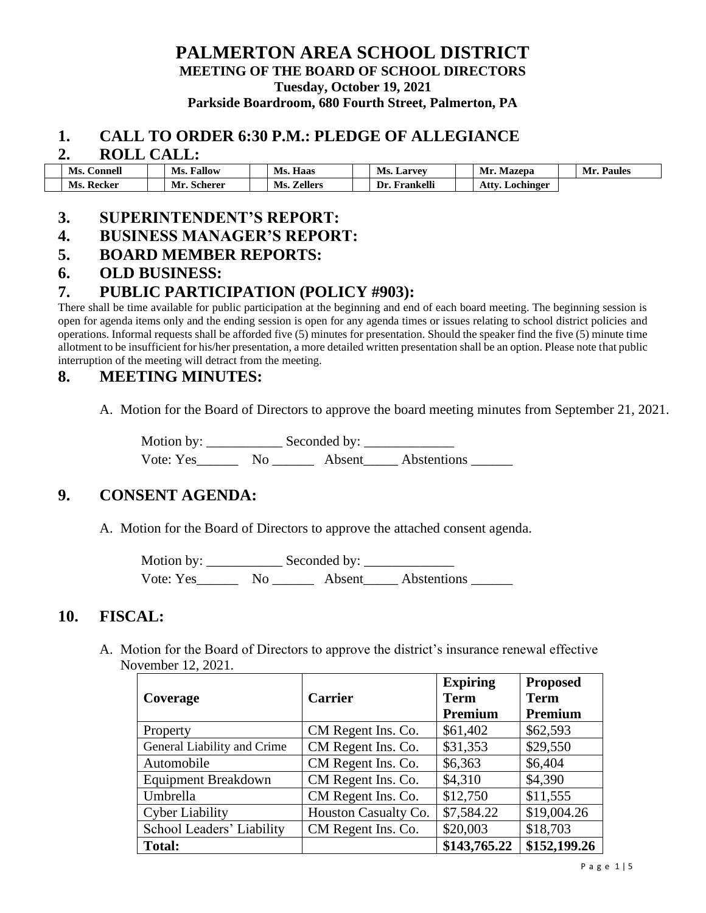# PALMERTON AREA SCHOOL DISTRICT

**MEETING OF THE BOARD OF SCHOOL DIRECTORS**

**Tuesday, October 19, 2021**

**Parkside Boardroom, 680 Fourth Street, Palmerton, PA**

## 1. CALL TO ORDER 6:30 P.M.: PLEDGE OF ALLEGIANCE

## 2. ROLL CALL:

| | | | | | | | | | | | |
|---|---|---|---|---|---|---|---|---|---|---|---|
| | **Ms. Connell** | | **Ms. Fallow** | | **Ms. Haas** | | **Ms. Larvey** | | **Mr. Mazepa** | | **Mr. Paules** |
| | **Ms. Recker** | | **Mr. Scherer** | | **Ms. Zellers** | | **Dr. Frankelli** | | **Atty. Lochinger** | | |

## 3. SUPERINTENDENT'S REPORT:

## 4. BUSINESS MANAGER'S REPORT:

## 5. BOARD MEMBER REPORTS:

## 6. OLD BUSINESS:

## 7. PUBLIC PARTICIPATION (POLICY #903):

There shall be time available for public participation at the beginning and end of each board meeting. The beginning session is open for agenda items only and the ending session is open for any agenda times or issues relating to school district policies and operations. Informal requests shall be afforded five (5) minutes for presentation. Should the speaker find the five (5) minute time allotment to be insufficient for his/her presentation, a more detailed written presentation shall be an option. Please note that public interruption of the meeting will detract from the meeting.

## 8. MEETING MINUTES:

A. Motion for the Board of Directors to approve the board meeting minutes from September 21, 2021.

Motion by: ___________ Seconded by: _____________

Vote: Yes______ No ______ Absent_____ Abstentions ______

## 9. CONSENT AGENDA:

A. Motion for the Board of Directors to approve the attached consent agenda.

Motion by: ___________ Seconded by: _____________

Vote: Yes______ No ______ Absent_____ Abstentions ______

## 10. FISCAL:

A. Motion for the Board of Directors to approve the district's insurance renewal effective November 12, 2021.

| Coverage | Carrier | Expiring Term Premium | Proposed Term Premium |
|---|---|---|---|
| Property | CM Regent Ins. Co. | $61,402 | $62,593 |
| General Liability and Crime | CM Regent Ins. Co. | $31,353 | $29,550 |
| Automobile | CM Regent Ins. Co. | $6,363 | $6,404 |
| Equipment Breakdown | CM Regent Ins. Co. | $4,310 | $4,390 |
| Umbrella | CM Regent Ins. Co. | $12,750 | $11,555 |
| Cyber Liability | Houston Casualty Co. | $7,584.22 | $19,004.26 |
| School Leaders' Liability | CM Regent Ins. Co. | $20,003 | $18,703 |
| **Total:** | | **$143,765.22** | **$152,199.26** |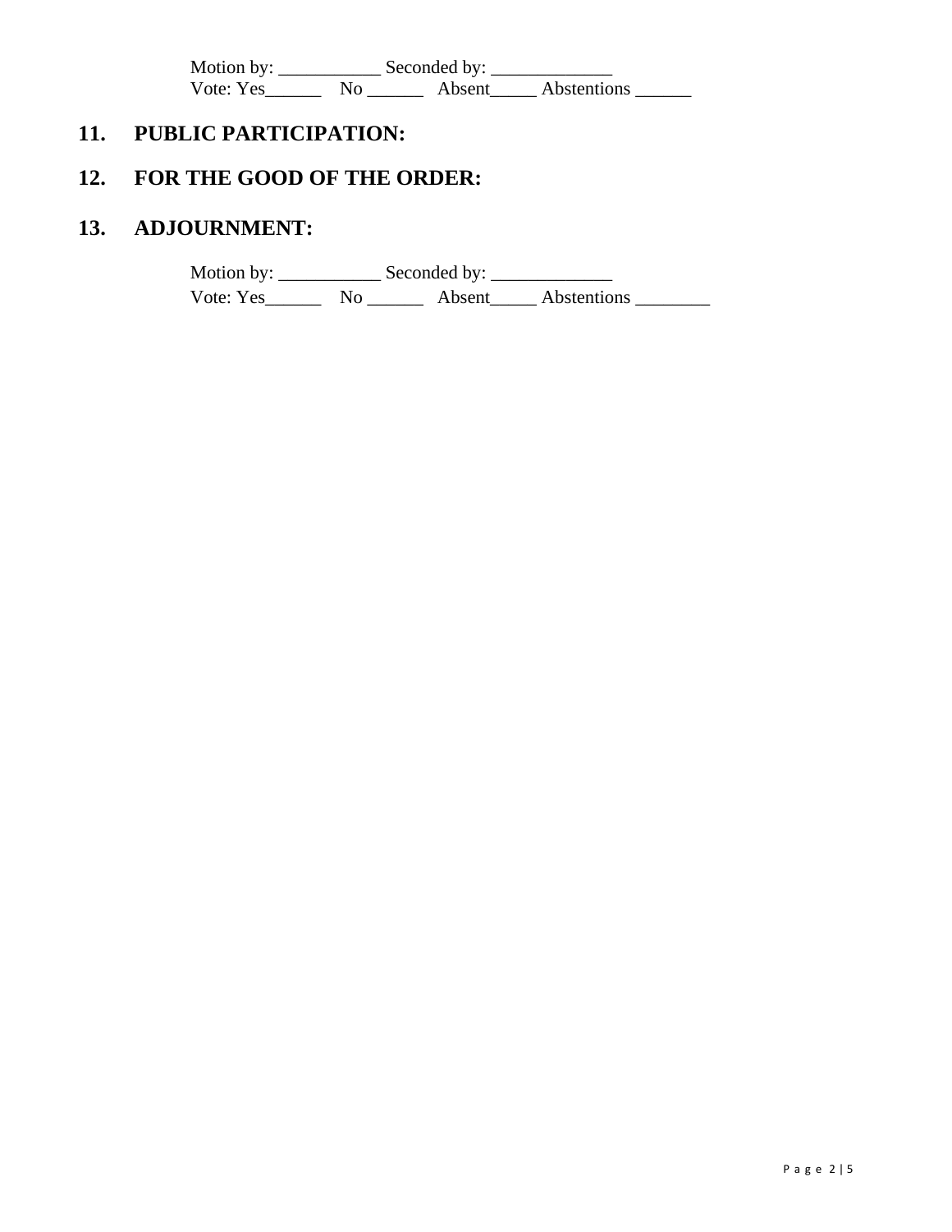Motion by: ___________ Seconded by: _____________
Vote: Yes______ No ______ Absent_____ Abstentions ______

## 11. PUBLIC PARTICIPATION:

## 12. FOR THE GOOD OF THE ORDER:

## 13. ADJOURNMENT:

Motion by: ___________ Seconded by: _____________
Vote: Yes______ No ______ Absent_____ Abstentions ________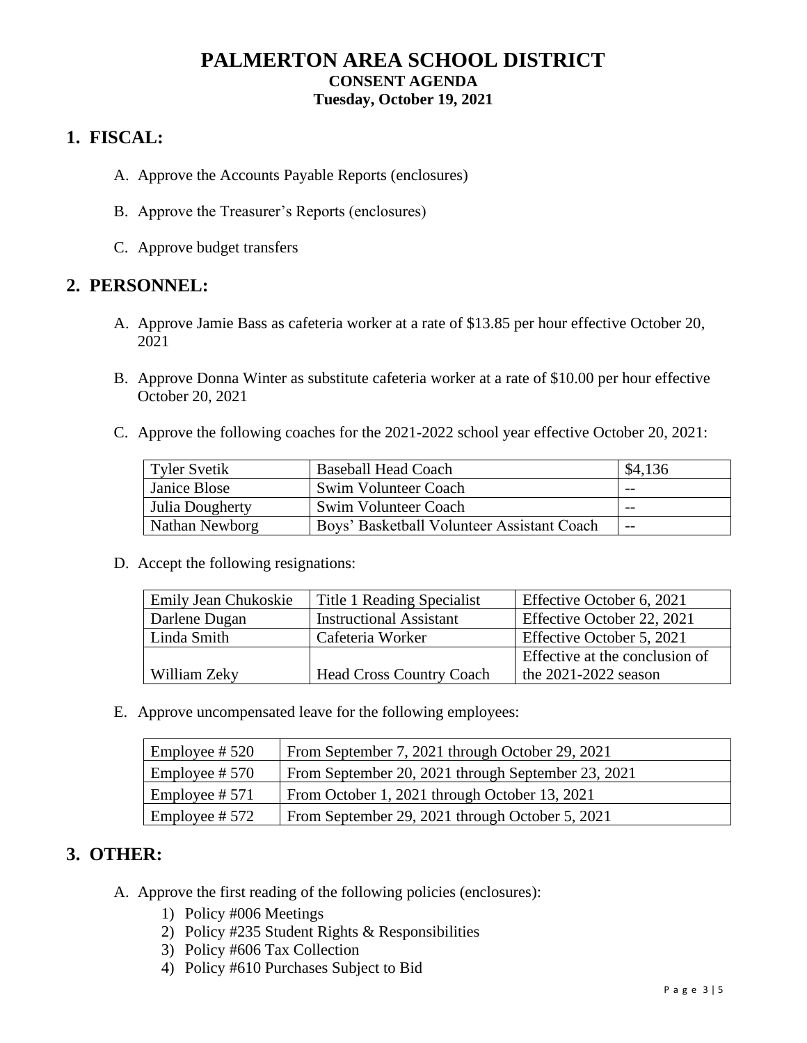# PALMERTON AREA SCHOOL DISTRICT

**CONSENT AGENDA**

**Tuesday, October 19, 2021**

## 1. FISCAL:

A. Approve the Accounts Payable Reports (enclosures)

B. Approve the Treasurer's Reports (enclosures)

C. Approve budget transfers

## 2. PERSONNEL:

A. Approve Jamie Bass as cafeteria worker at a rate of $13.85 per hour effective October 20, 2021

B. Approve Donna Winter as substitute cafeteria worker at a rate of $10.00 per hour effective October 20, 2021

C. Approve the following coaches for the 2021-2022 school year effective October 20, 2021:

| Tyler Svetik | Baseball Head Coach | $4,136 |
|---|---|---|
| Janice Blose | Swim Volunteer Coach | -- |
| Julia Dougherty | Swim Volunteer Coach | -- |
| Nathan Newborg | Boys' Basketball Volunteer Assistant Coach | -- |

D. Accept the following resignations:

| Emily Jean Chukoskie | Title 1 Reading Specialist | Effective October 6, 2021 |
|---|---|---|
| Darlene Dugan | Instructional Assistant | Effective October 22, 2021 |
| Linda Smith | Cafeteria Worker | Effective October 5, 2021 |
| William Zeky | Head Cross Country Coach | Effective at the conclusion of the 2021-2022 season |

E. Approve uncompensated leave for the following employees:

| Employee # 520 | From September 7, 2021 through October 29, 2021 |
|---|---|
| Employee # 570 | From September 20, 2021 through September 23, 2021 |
| Employee # 571 | From October 1, 2021 through October 13, 2021 |
| Employee # 572 | From September 29, 2021 through October 5, 2021 |

## 3. OTHER:

A. Approve the first reading of the following policies (enclosures):

1) Policy #006 Meetings
2) Policy #235 Student Rights & Responsibilities
3) Policy #606 Tax Collection
4) Policy #610 Purchases Subject to Bid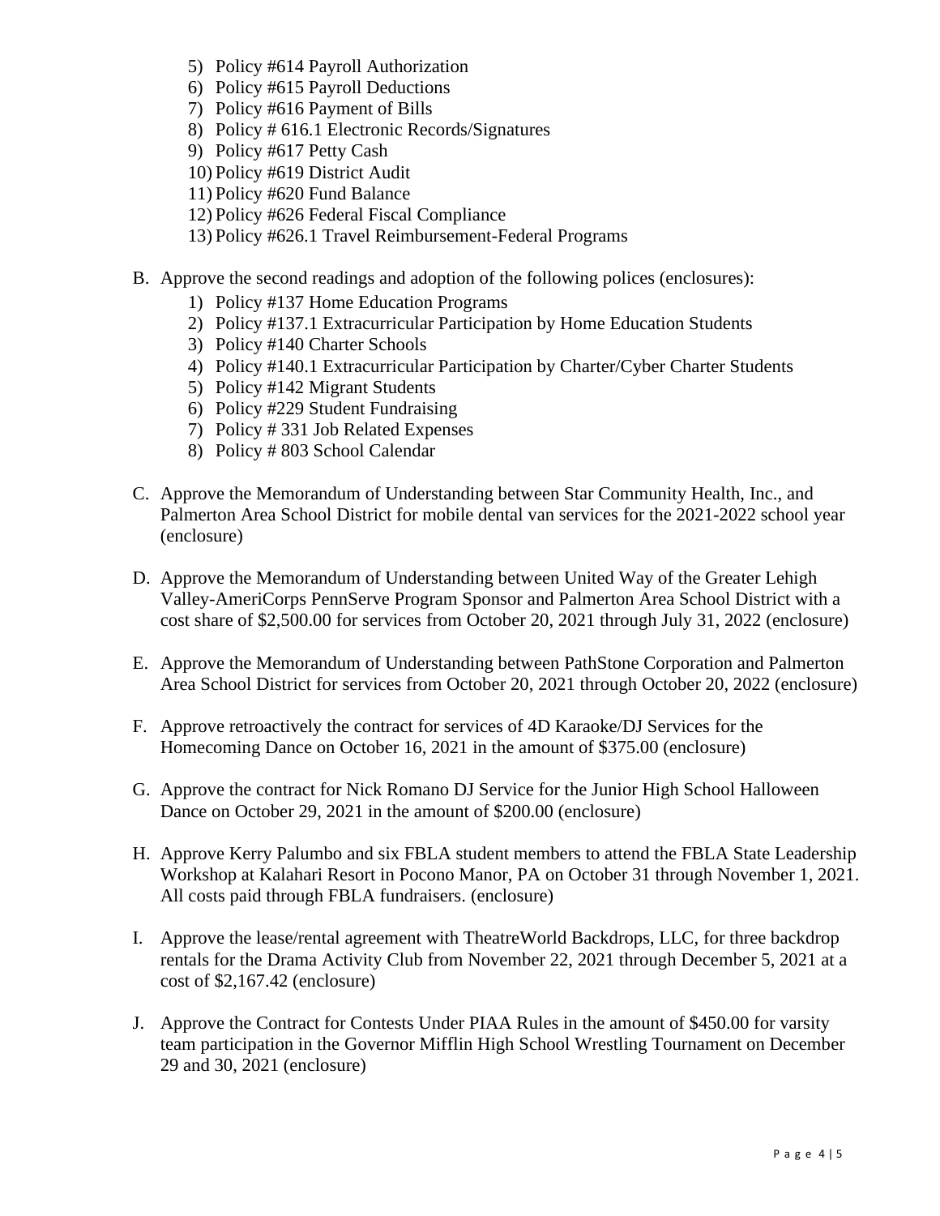5) Policy #614 Payroll Authorization
6) Policy #615 Payroll Deductions
7) Policy #616 Payment of Bills
8) Policy # 616.1 Electronic Records/Signatures
9) Policy #617 Petty Cash
10) Policy #619 District Audit
11) Policy #620 Fund Balance
12) Policy #626 Federal Fiscal Compliance
13) Policy #626.1 Travel Reimbursement-Federal Programs

B. Approve the second readings and adoption of the following polices (enclosures):
   1) Policy #137 Home Education Programs
   2) Policy #137.1 Extracurricular Participation by Home Education Students
   3) Policy #140 Charter Schools
   4) Policy #140.1 Extracurricular Participation by Charter/Cyber Charter Students
   5) Policy #142 Migrant Students
   6) Policy #229 Student Fundraising
   7) Policy # 331 Job Related Expenses
   8) Policy # 803 School Calendar

C. Approve the Memorandum of Understanding between Star Community Health, Inc., and Palmerton Area School District for mobile dental van services for the 2021-2022 school year (enclosure)

D. Approve the Memorandum of Understanding between United Way of the Greater Lehigh Valley-AmeriCorps PennServe Program Sponsor and Palmerton Area School District with a cost share of $2,500.00 for services from October 20, 2021 through July 31, 2022 (enclosure)

E. Approve the Memorandum of Understanding between PathStone Corporation and Palmerton Area School District for services from October 20, 2021 through October 20, 2022 (enclosure)

F. Approve retroactively the contract for services of 4D Karaoke/DJ Services for the Homecoming Dance on October 16, 2021 in the amount of $375.00 (enclosure)

G. Approve the contract for Nick Romano DJ Service for the Junior High School Halloween Dance on October 29, 2021 in the amount of $200.00 (enclosure)

H. Approve Kerry Palumbo and six FBLA student members to attend the FBLA State Leadership Workshop at Kalahari Resort in Pocono Manor, PA on October 31 through November 1, 2021. All costs paid through FBLA fundraisers. (enclosure)

I. Approve the lease/rental agreement with TheatreWorld Backdrops, LLC, for three backdrop rentals for the Drama Activity Club from November 22, 2021 through December 5, 2021 at a cost of $2,167.42 (enclosure)

J. Approve the Contract for Contests Under PIAA Rules in the amount of $450.00 for varsity team participation in the Governor Mifflin High School Wrestling Tournament on December 29 and 30, 2021 (enclosure)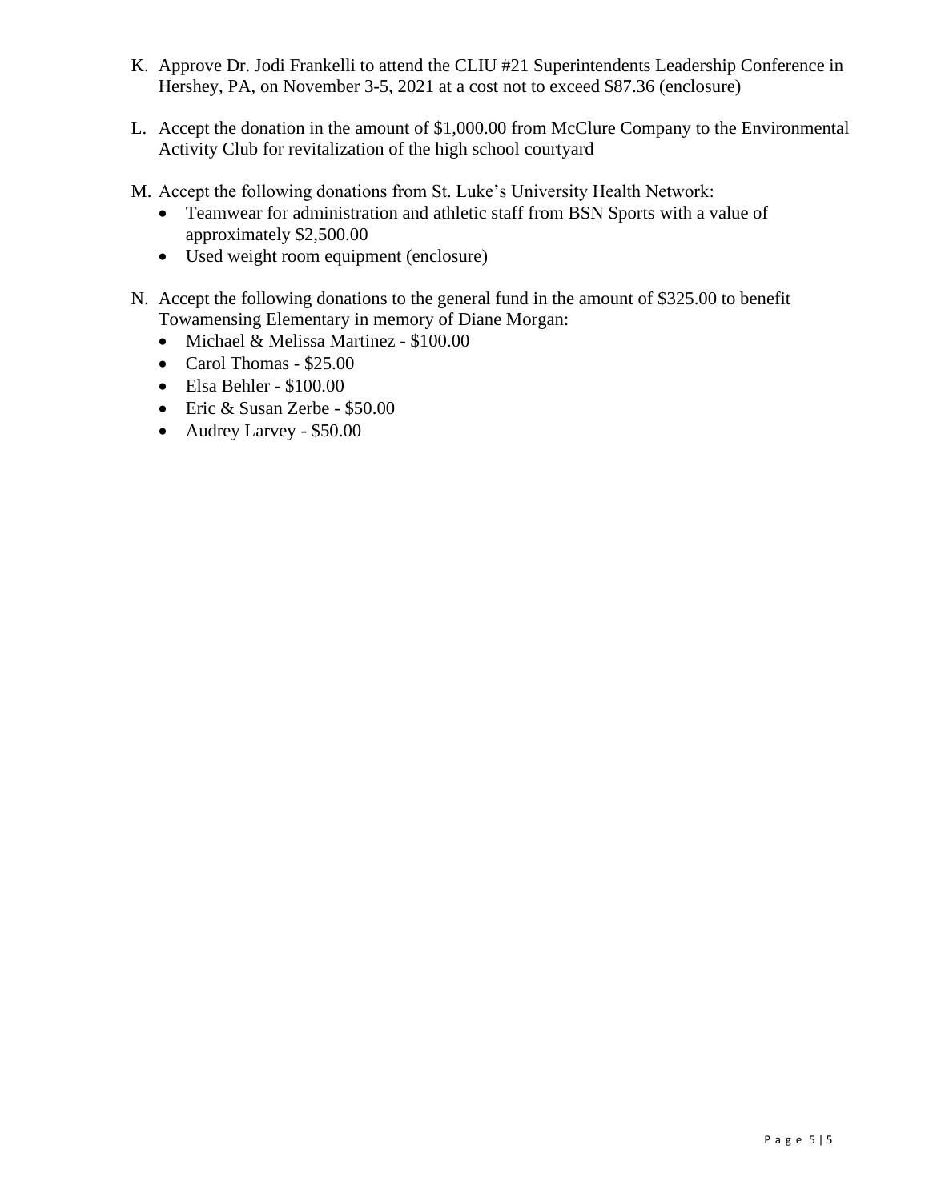K. Approve Dr. Jodi Frankelli to attend the CLIU #21 Superintendents Leadership Conference in Hershey, PA, on November 3-5, 2021 at a cost not to exceed $87.36 (enclosure)

L. Accept the donation in the amount of $1,000.00 from McClure Company to the Environmental Activity Club for revitalization of the high school courtyard

M. Accept the following donations from St. Luke's University Health Network:
   - Teamwear for administration and athletic staff from BSN Sports with a value of approximately $2,500.00
   - Used weight room equipment (enclosure)

N. Accept the following donations to the general fund in the amount of $325.00 to benefit Towamensing Elementary in memory of Diane Morgan:
   - Michael & Melissa Martinez - $100.00
   - Carol Thomas - $25.00
   - Elsa Behler - $100.00
   - Eric & Susan Zerbe - $50.00
   - Audrey Larvey - $50.00